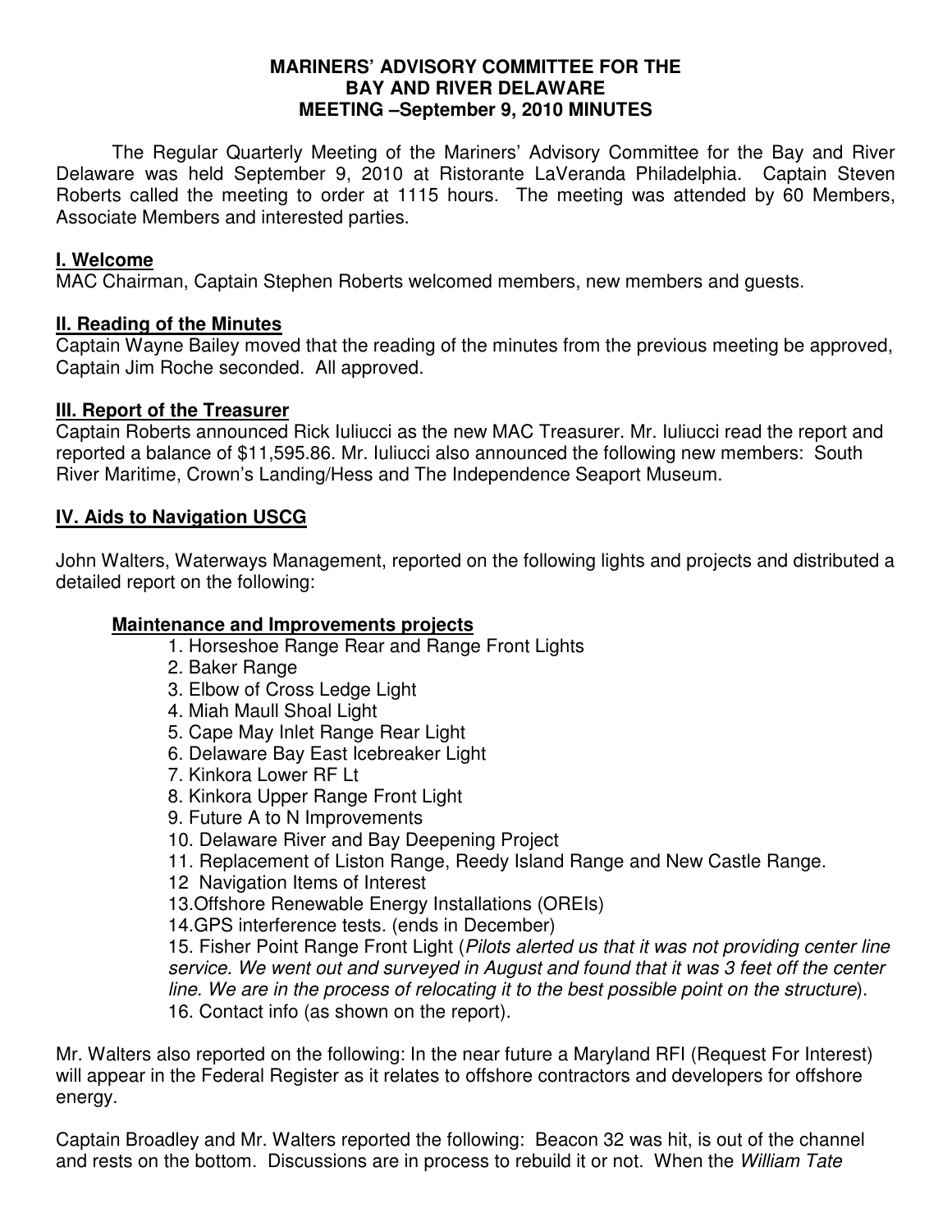# MARINERS' ADVISORY COMMITTEE FOR THE BAY AND RIVER DELAWARE MEETING –September 9, 2010 MINUTES

The Regular Quarterly Meeting of the Mariners' Advisory Committee for the Bay and River Delaware was held September 9, 2010 at Ristorante LaVeranda Philadelphia. Captain Steven Roberts called the meeting to order at 1115 hours. The meeting was attended by 60 Members, Associate Members and interested parties.

## I. Welcome

MAC Chairman, Captain Stephen Roberts welcomed members, new members and guests.

## II. Reading of the Minutes

Captain Wayne Bailey moved that the reading of the minutes from the previous meeting be approved, Captain Jim Roche seconded. All approved.

## III. Report of the Treasurer

Captain Roberts announced Rick Iuliucci as the new MAC Treasurer. Mr. Iuliucci read the report and reported a balance of $11,595.86. Mr. Iuliucci also announced the following new members: South River Maritime, Crown's Landing/Hess and The Independence Seaport Museum.

## IV. Aids to Navigation USCG

John Walters, Waterways Management, reported on the following lights and projects and distributed a detailed report on the following:

### Maintenance and Improvements projects

1. Horseshoe Range Rear and Range Front Lights
2. Baker Range
3. Elbow of Cross Ledge Light
4. Miah Maull Shoal Light
5. Cape May Inlet Range Rear Light
6. Delaware Bay East Icebreaker Light
7. Kinkora Lower RF Lt
8. Kinkora Upper Range Front Light
9. Future A to N Improvements
10. Delaware River and Bay Deepening Project
11. Replacement of Liston Range, Reedy Island Range and New Castle Range.
12. Navigation Items of Interest
13. Offshore Renewable Energy Installations (OREIs)
14. GPS interference tests. (ends in December)
15. Fisher Point Range Front Light (*Pilots alerted us that it was not providing center line service. We went out and surveyed in August and found that it was 3 feet off the center line. We are in the process of relocating it to the best possible point on the structure*).
16. Contact info (as shown on the report).

Mr. Walters also reported on the following: In the near future a Maryland RFI (Request For Interest) will appear in the Federal Register as it relates to offshore contractors and developers for offshore energy.

Captain Broadley and Mr. Walters reported the following: Beacon 32 was hit, is out of the channel and rests on the bottom. Discussions are in process to rebuild it or not. When the *William Tate*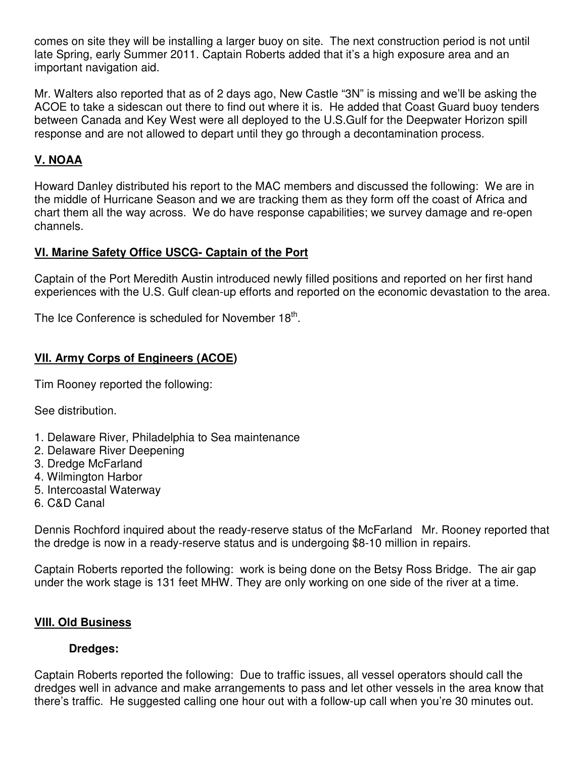comes on site they will be installing a larger buoy on site. The next construction period is not until late Spring, early Summer 2011. Captain Roberts added that it's a high exposure area and an important navigation aid.

Mr. Walters also reported that as of 2 days ago, New Castle "3N" is missing and we'll be asking the ACOE to take a sidescan out there to find out where it is. He added that Coast Guard buoy tenders between Canada and Key West were all deployed to the U.S.Gulf for the Deepwater Horizon spill response and are not allowed to depart until they go through a decontamination process.

## V. NOAA

Howard Danley distributed his report to the MAC members and discussed the following: We are in the middle of Hurricane Season and we are tracking them as they form off the coast of Africa and chart them all the way across. We do have response capabilities; we survey damage and re-open channels.

## VI. Marine Safety Office USCG- Captain of the Port

Captain of the Port Meredith Austin introduced newly filled positions and reported on her first hand experiences with the U.S. Gulf clean-up efforts and reported on the economic devastation to the area.

The Ice Conference is scheduled for November 18th.

## VII. Army Corps of Engineers (ACOE)

Tim Rooney reported the following:

See distribution.

1. Delaware River, Philadelphia to Sea maintenance
2. Delaware River Deepening
3. Dredge McFarland
4. Wilmington Harbor
5. Intercoastal Waterway
6. C&D Canal

Dennis Rochford inquired about the ready-reserve status of the McFarland Mr. Rooney reported that the dredge is now in a ready-reserve status and is undergoing $8-10 million in repairs.

Captain Roberts reported the following: work is being done on the Betsy Ross Bridge. The air gap under the work stage is 131 feet MHW. They are only working on one side of the river at a time.

## VIII. Old Business

**Dredges:**

Captain Roberts reported the following: Due to traffic issues, all vessel operators should call the dredges well in advance and make arrangements to pass and let other vessels in the area know that there's traffic. He suggested calling one hour out with a follow-up call when you're 30 minutes out.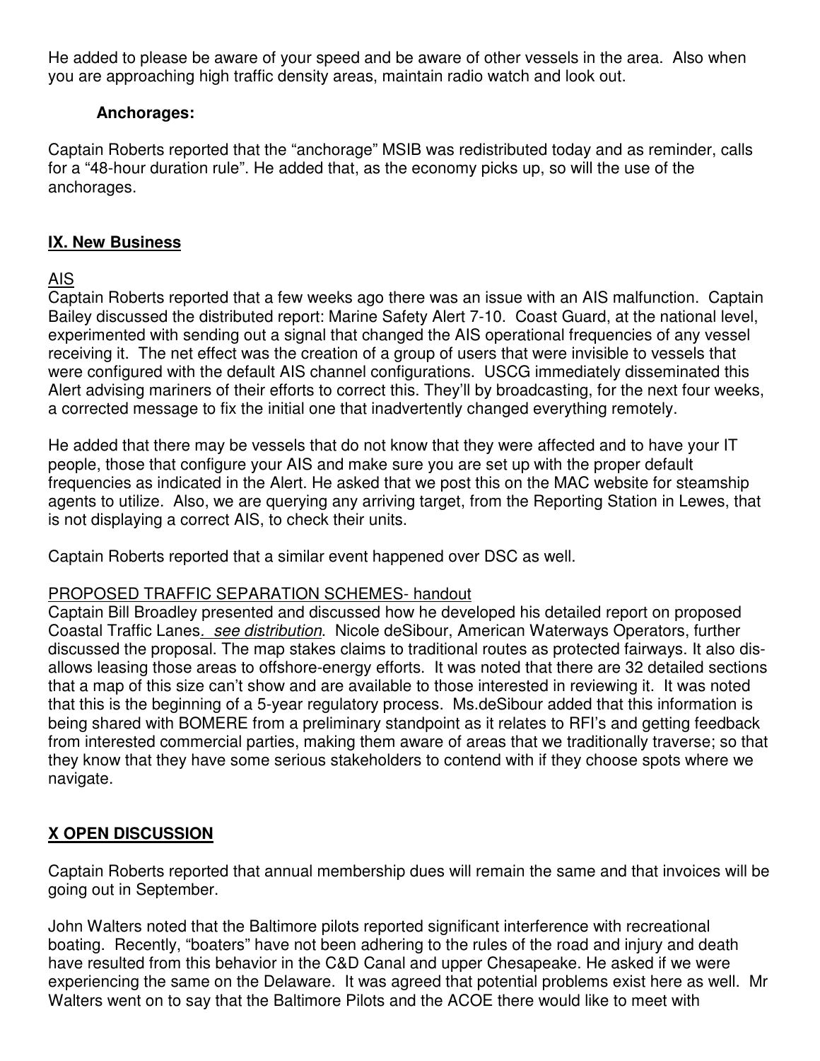He added to please be aware of your speed and be aware of other vessels in the area. Also when you are approaching high traffic density areas, maintain radio watch and look out.

**Anchorages:**

Captain Roberts reported that the "anchorage" MSIB was redistributed today and as reminder, calls for a "48-hour duration rule". He added that, as the economy picks up, so will the use of the anchorages.

## IX. New Business

AIS

Captain Roberts reported that a few weeks ago there was an issue with an AIS malfunction. Captain Bailey discussed the distributed report: Marine Safety Alert 7-10. Coast Guard, at the national level, experimented with sending out a signal that changed the AIS operational frequencies of any vessel receiving it. The net effect was the creation of a group of users that were invisible to vessels that were configured with the default AIS channel configurations. USCG immediately disseminated this Alert advising mariners of their efforts to correct this. They'll by broadcasting, for the next four weeks, a corrected message to fix the initial one that inadvertently changed everything remotely.

He added that there may be vessels that do not know that they were affected and to have your IT people, those that configure your AIS and make sure you are set up with the proper default frequencies as indicated in the Alert. He asked that we post this on the MAC website for steamship agents to utilize. Also, we are querying any arriving target, from the Reporting Station in Lewes, that is not displaying a correct AIS, to check their units.

Captain Roberts reported that a similar event happened over DSC as well.

PROPOSED TRAFFIC SEPARATION SCHEMES- handout

Captain Bill Broadley presented and discussed how he developed his detailed report on proposed Coastal Traffic Lanes. *see distribution*. Nicole deSibour, American Waterways Operators, further discussed the proposal. The map stakes claims to traditional routes as protected fairways. It also dis-allows leasing those areas to offshore-energy efforts. It was noted that there are 32 detailed sections that a map of this size can't show and are available to those interested in reviewing it. It was noted that this is the beginning of a 5-year regulatory process. Ms.deSibour added that this information is being shared with BOMERE from a preliminary standpoint as it relates to RFI's and getting feedback from interested commercial parties, making them aware of areas that we traditionally traverse; so that they know that they have some serious stakeholders to contend with if they choose spots where we navigate.

## X OPEN DISCUSSION

Captain Roberts reported that annual membership dues will remain the same and that invoices will be going out in September.

John Walters noted that the Baltimore pilots reported significant interference with recreational boating. Recently, "boaters" have not been adhering to the rules of the road and injury and death have resulted from this behavior in the C&D Canal and upper Chesapeake. He asked if we were experiencing the same on the Delaware. It was agreed that potential problems exist here as well. Mr Walters went on to say that the Baltimore Pilots and the ACOE there would like to meet with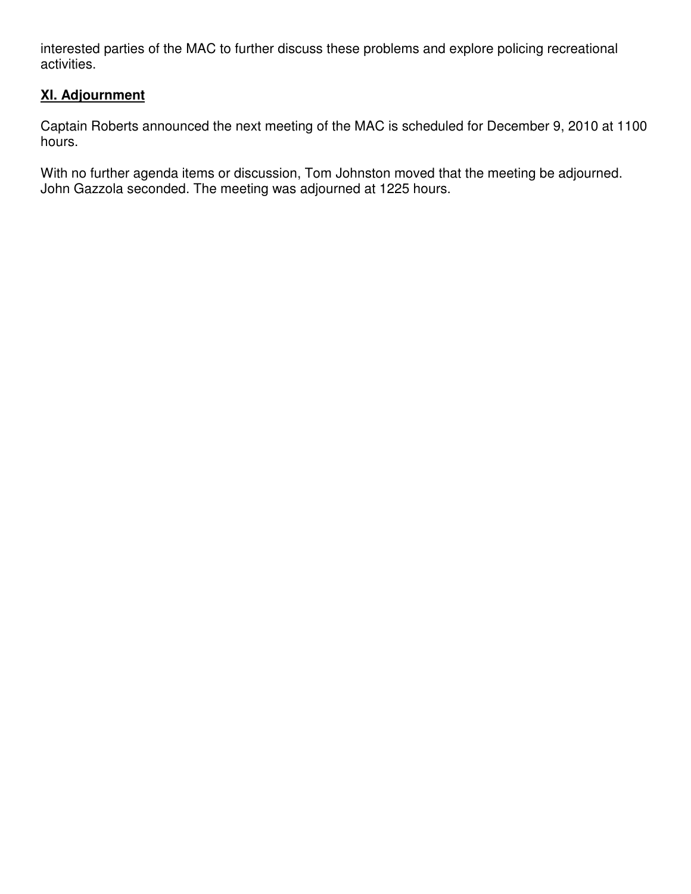interested parties of the MAC to further discuss these problems and explore policing recreational activities.

## XI. Adjournment

Captain Roberts announced the next meeting of the MAC is scheduled for December 9, 2010 at 1100 hours.

With no further agenda items or discussion, Tom Johnston moved that the meeting be adjourned. John Gazzola seconded. The meeting was adjourned at 1225 hours.